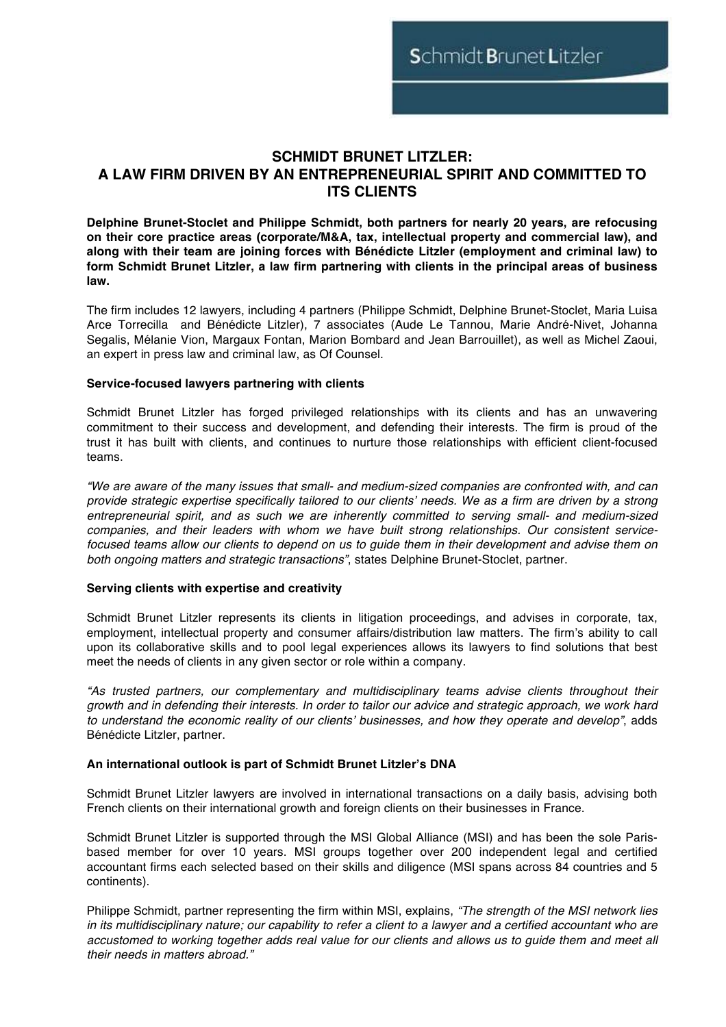# SCHMIDT BRUNET LITZLER: A LAW FIRM DRIVEN BY AN ENTREPRENEURIAL SPIRIT AND COMMITTED TO ITS CLIENTS

**Delphine Brunet-Stoclet and Philippe Schmidt, both partners for nearly 20 years, are refocusing on their core practice areas (corporate/M&A, tax, intellectual property and commercial law), and along with their team are joining forces with Bénédicte Litzler (employment and criminal law) to form Schmidt Brunet Litzler, a law firm partnering with clients in the principal areas of business law.**

The firm includes 12 lawyers, including 4 partners (Philippe Schmidt, Delphine Brunet-Stoclet, Maria Luisa Arce Torrecilla and Bénédicte Litzler), 7 associates (Aude Le Tannou, Marie André-Nivet, Johanna Segalis, Mélanie Vion, Margaux Fontan, Marion Bombard and Jean Barrouillet), as well as Michel Zaoui, an expert in press law and criminal law, as Of Counsel.

### Service-focused lawyers partnering with clients

Schmidt Brunet Litzler has forged privileged relationships with its clients and has an unwavering commitment to their success and development, and defending their interests. The firm is proud of the trust it has built with clients, and continues to nurture those relationships with efficient client-focused teams.

*"We are aware of the many issues that small- and medium-sized companies are confronted with, and can provide strategic expertise specifically tailored to our clients' needs. We as a firm are driven by a strong entrepreneurial spirit, and as such we are inherently committed to serving small- and medium-sized companies, and their leaders with whom we have built strong relationships. Our consistent service-focused teams allow our clients to depend on us to guide them in their development and advise them on both ongoing matters and strategic transactions"*, states Delphine Brunet-Stoclet, partner.

### Serving clients with expertise and creativity

Schmidt Brunet Litzler represents its clients in litigation proceedings, and advises in corporate, tax, employment, intellectual property and consumer affairs/distribution law matters. The firm's ability to call upon its collaborative skills and to pool legal experiences allows its lawyers to find solutions that best meet the needs of clients in any given sector or role within a company.

*"As trusted partners, our complementary and multidisciplinary teams advise clients throughout their growth and in defending their interests. In order to tailor our advice and strategic approach, we work hard to understand the economic reality of our clients' businesses, and how they operate and develop"*, adds Bénédicte Litzler, partner.

### An international outlook is part of Schmidt Brunet Litzler's DNA

Schmidt Brunet Litzler lawyers are involved in international transactions on a daily basis, advising both French clients on their international growth and foreign clients on their businesses in France.

Schmidt Brunet Litzler is supported through the MSI Global Alliance (MSI) and has been the sole Paris-based member for over 10 years. MSI groups together over 200 independent legal and certified accountant firms each selected based on their skills and diligence (MSI spans across 84 countries and 5 continents).

Philippe Schmidt, partner representing the firm within MSI, explains, *"The strength of the MSI network lies in its multidisciplinary nature; our capability to refer a client to a lawyer and a certified accountant who are accustomed to working together adds real value for our clients and allows us to guide them and meet all their needs in matters abroad."*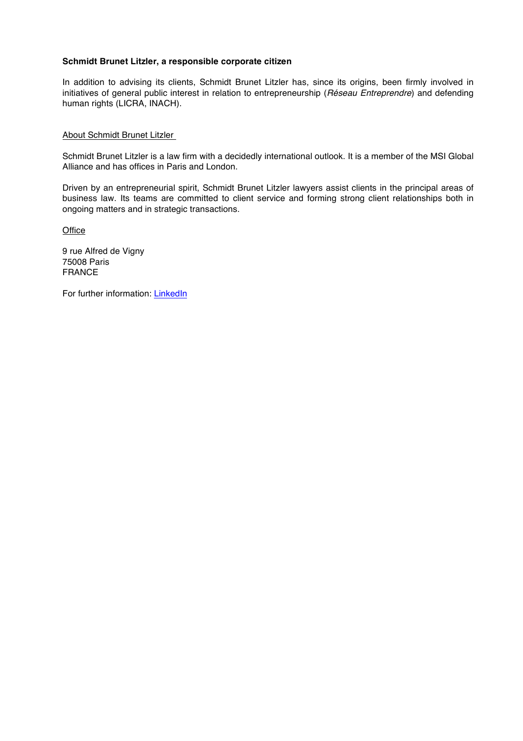**Schmidt Brunet Litzler, a responsible corporate citizen**

In addition to advising its clients, Schmidt Brunet Litzler has, since its origins, been firmly involved in initiatives of general public interest in relation to entrepreneurship (*Réseau Entreprendre*) and defending human rights (LICRA, INACH).

<u>About Schmidt Brunet Litzler</u>

Schmidt Brunet Litzler is a law firm with a decidedly international outlook. It is a member of the MSI Global Alliance and has offices in Paris and London.

Driven by an entrepreneurial spirit, Schmidt Brunet Litzler lawyers assist clients in the principal areas of business law. Its teams are committed to client service and forming strong client relationships both in ongoing matters and in strategic transactions.

<u>Office</u>

9 rue Alfred de Vigny
75008 Paris
FRANCE

For further information: LinkedIn